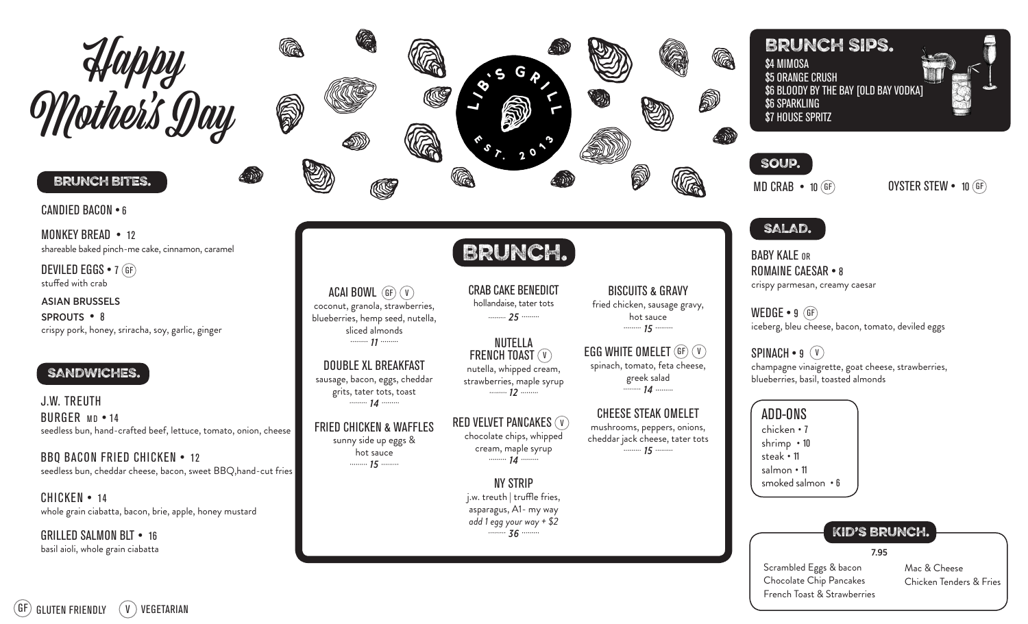# Happy Mother's Day

LIB'S GRILL
EST. 2013

## BRUNCH BITES.

CANDIED BACON • 6

MONKEY BREAD • 12
shareable baked pinch-me cake, cinnamon, caramel

DEVILED EGGS • 7 (GF)
stuffed with crab

ASIAN BRUSSELS SPROUTS • 8
crispy pork, honey, sriracha, soy, garlic, ginger

## SANDWICHES.

J.W. TREUTH BURGER MD • 14
seedless bun, hand-crafted beef, lettuce, tomato, onion, cheese

BBQ BACON FRIED CHICKEN • 12
seedless bun, cheddar cheese, bacon, sweet BBQ,hand-cut fries

CHICKEN • 14
whole grain ciabatta, bacon, brie, apple, honey mustard

GRILLED SALMON BLT • 16
basil aioli, whole grain ciabatta

## BRUNCH.

ACAI BOWL (GF) (V)
coconut, granola, strawberries, blueberries, hemp seed, nutella, sliced almonds
*11*

DOUBLE XL BREAKFAST
sausage, bacon, eggs, cheddar grits, tater tots, toast
*14*

FRIED CHICKEN & WAFFLES
sunny side up eggs & hoe sauce
*15*

CRAB CAKE BENEDICT
hollandaise, tater tots
*25*

NUTELLA FRENCH TOAST (V)
nutella, whipped cream, strawberries, maple syrup
*12*

RED VELVET PANCAKES (V)
chocolate chips, whipped cream, maple syrup
*14*

NY STRIP
j.w. treuth | truffle fries, asparagus, A1- my way
*add 1 egg your way + $2*
*36*

BISCUITS & GRAVY
fried chicken, sausage gravy, hot sauce
*15*

EGG WHITE OMELET (GF) (V)
spinach, tomato, feta cheese, greek salad
*14*

CHEESE STEAK OMELET
mushrooms, peppers, onions, cheddar jack cheese, tater tots
*15*

## BRUNCH SIPS.

$4 MIMOSA
$5 ORANGE CRUSH
$6 BLOODY BY THE BAY [OLD BAY VODKA]
$6 SPARKLING
$7 HOUSE SPRITZ

## SOUP.

MD CRAB • 10 (GF)

OYSTER STEW • 10 (GF)

## SALAD.

BABY KALE OR ROMAINE CAESAR • 8
crispy parmesan, creamy caesar

WEDGE • 9 (GF)
iceberg, bleu cheese, bacon, tomato, deviled eggs

SPINACH • 9 (V)
champagne vinaigrette, goat cheese, strawberries, blueberries, basil, toasted almonds

### ADD-ONS

- chicken • 7
- shrimp • 10
- steak • 11
- salmon • 11
- smoked salmon • 6

## KID'S BRUNCH.

7.95

- Scrambled Eggs & bacon
- Chocolate Chip Pancakes
- French Toast & Strawberries
- Mac & Cheese
- Chicken Tenders & Fries

(GF) GLUTEN FRIENDLY (V) VEGETARIAN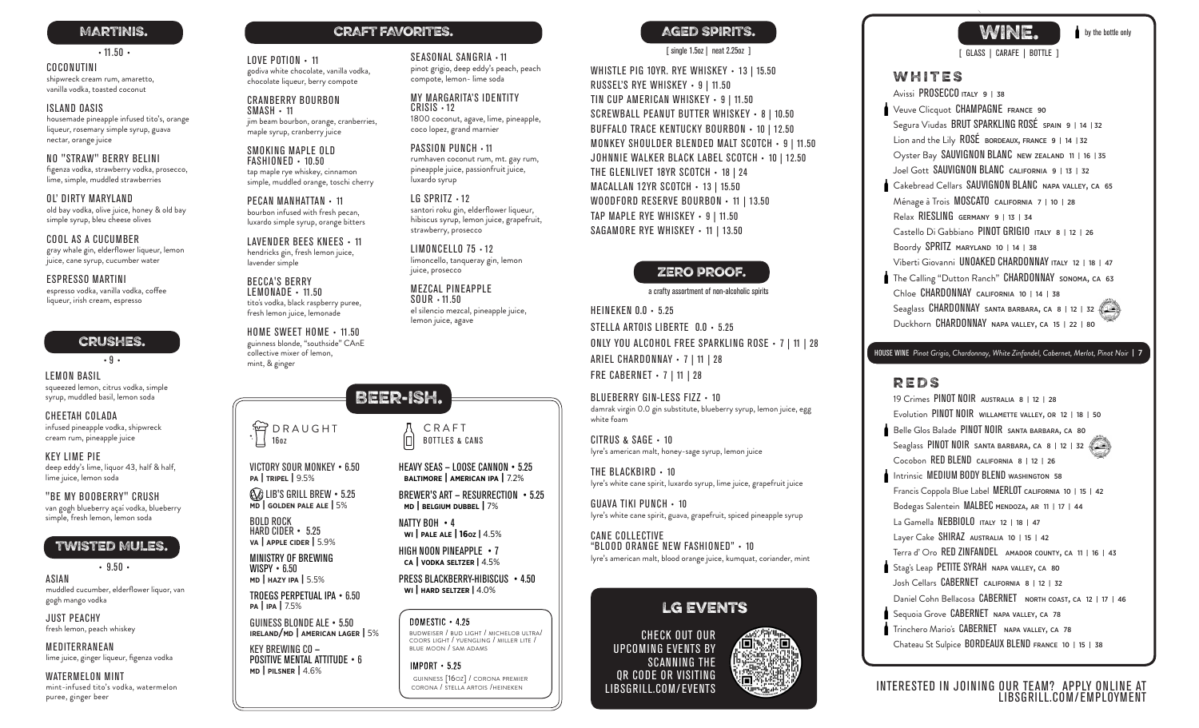## MARTINIS.

• 11.50 •

**COCONUTINI**
shipwreck cream rum, amaretto, vanilla vodka, toasted coconut

**ISLAND OASIS**
housemade pineapple infused tito's, orange liqueur, rosemary simple syrup, guava nectar, orange juice

**NO "STRAW" BERRY BELINI**
figenza vodka, strawberry vodka, prosecco, lime, simple, muddled strawberries

**OL' DIRTY MARYLAND**
old bay vodka, olive juice, honey & old bay simple syrup, bleu cheese olives

**COOL AS A CUCUMBER**
gray whale gin, elderflower liqueur, lemon juice, cane syrup, cucumber water

**ESPRESSO MARTINI**
espresso vodka, vanilla vodka, coffee liqueur, irish cream, espresso

## CRUSHES.

• 9 •

**LEMON BASIL**
squeezed lemon, citrus vodka, simple syrup, muddled basil, lemon soda

**CHEETAH COLADA**
infused pineapple vodka, shipwreck cream rum, pineapple juice

**KEY LIME PIE**
deep eddy's lime, liquor 43, half & half, lime juice, lemon soda

**"BE MY BOOBERRY" CRUSH**
van gogh blueberry açaí vodka, blueberry simple, fresh lemon, lemon soda

## TWISTED MULES.

• 9.50 •

**ASIAN**
muddled cucumber, elderflower liquor, van gogh mango vodka

**JUST PEACHY**
fresh lemon, peach whiskey

**MEDITERRANEAN**
lime juice, ginger liqueur, figenza vodka

**WATERMELON MINT**
mint-infused tito's vodka, watermelon puree, ginger beer

## CRAFT FAVORITES.

**LOVE POTION • 11**
godiva white chocolate, vanilla vodka, chocolate liqueur, berry compote

**CRANBERRY BOURBON SMASH • 11**
jim beam bourbon, orange, cranberries, maple syrup, cranberry juice

**SMOKING MAPLE OLD FASHIONED • 10.50**
tap maple rye whiskey, cinnamon simple, muddled orange, toschi cherry

**PECAN MANHATTAN • 11**
bourbon infused with fresh pecan, luxardo simple syrup, orange bitters

**LAVENDER BEES KNEES • 11**
hendricks gin, fresh lemon juice, lavender simple

**BECCA'S BERRY LEMONADE • 11.50**
tito's vodka, black raspberry puree, fresh lemon juice, lemonade

**HOME SWEET HOME • 11.50**
guinness blonde, "southside" CAnE collective mixer of lemon, mint, & ginger

**SEASONAL SANGRIA • 11**
pinot grigio, deep eddy's peach, peach compote, lemon- lime soda

**MY MARGARITA'S IDENTITY CRISIS • 12**
1800 coconut, agave, lime, pineapple, coco lopez, grand marnier

**PASSION PUNCH • 11**
rumhaven coconut rum, mt. gay rum, pineapple juice, passionfruit juice, luxardo syrup

**LG SPRITZ • 12**
santori roku gin, elderflower liqueur, hibiscus syrup, lemon juice, grapefruit, strawberry, prosecco

**LIMONCELLO 75 • 12**
limoncello, tanqueray gin, lemon juice, prosecco

**MEZCAL PINEAPPLE SOUR • 11.50**
el silencio mezcal, pineapple juice, lemon juice, agave

## BEER-ISH.

### DRAUGHT
16oz

**VICTORY SOUR MONKEY • 6.50**
PA | TRIPEL | 9.5%

**LIB'S GRILL BREW • 5.25**
MD | GOLDEN PALE ALE | 5%

**BOLD ROCK HARD CIDER • 5.25**
VA | APPLE CIDER | 5.9%

**MINISTRY OF BREWING WISPY • 6.50**
MD | HAZY IPA | 5.5%

**TROEGS PERPETUAL IPA • 6.50**
PA | IPA | 7.5%

**GUINESS BLONDE ALE • 5.50**
IRELAND/MD | AMERICAN LAGER | 5%

**KEY BREWING CO – POSITIVE MENTAL ATTITUDE • 6**
MD | PILSNER | 4.6%

### CRAFT
BOTTLES & CANS

**HEAVY SEAS – LOOSE CANNON • 5.25**
BALTIMORE | AMERICAN IPA | 7.2%

**BREWER'S ART – RESURRECTION • 5.25**
MD | BELGIUM DUBBEL | 7%

**NATTY BOH • 4**
WI | PALE ALE | 16oz | 4.5%

**HIGH NOON PINEAPPLE • 7**
CA | VODKA SELTZER | 4.5%

**PRESS BLACKBERRY-HIBISCUS • 4.50**
WI | HARD SELTZER | 4.0%

**DOMESTIC • 4.25**
BUDWEISER / BUD LIGHT / MICHELOB ULTRA/ COORS LIGHT / YUENGLING / MILLER LITE / BLUE MOON / SAM ADAMS

**IMPORT • 5.25**
GUINNESS [16OZ] / CORONA PREMIER CORONA / STELLA ARTOIS /HEINEKEN

## AGED SPIRITS.

[ single 1.5oz | neat 2.25oz ]

WHISTLE PIG 10YR. RYE WHISKEY • 13 | 15.50
RUSSEL'S RYE WHISKEY • 9 | 11.50
TIN CUP AMERICAN WHISKEY • 9 | 11.50
SCREWBALL PEANUT BUTTER WHISKEY • 8 | 10.50
BUFFALO TRACE KENTUCKY BOURBON • 10 | 12.50
MONKEY SHOULDER BLENDED MALT SCOTCH • 9 | 11.50
JOHNNIE WALKER BLACK LABEL SCOTCH • 10 | 12.50
THE GLENLIVET 18YR SCOTCH • 18 | 24
MACALLAN 12YR SCOTCH • 13 | 15.50
WOODFORD RESERVE BOURBON • 11 | 13.50
TAP MAPLE RYE WHISKEY • 9 | 11.50
SAGAMORE RYE WHISKEY • 11 | 13.50

## ZERO PROOF.

a crafty assortment of non-alcoholic spirits

HEINEKEN 0.0 • 5.25
STELLA ARTOIS LIBERTE 0.0 • 5.25
ONLY YOU ALCOHOL FREE SPARKLING ROSE • 7 | 11 | 28
ARIEL CHARDONNAY • 7 | 11 | 28
FRE CABERNET • 7 | 11 | 28

**BLUEBERRY GIN-LESS FIZZ • 10**
damrak virgin 0.0 gin substitute, blueberry syrup, lemon juice, egg white foam

**CITRUS & SAGE • 10**
lyre's american malt, honey-sage syrup, lemon juice

**THE BLACKBIRD • 10**
lyre's white cane spirit, luxardo syrup, lime juice, grapefruit juice

**GUAVA TIKI PUNCH • 10**
lyre's white cane spirit, guava, grapefruit, spiced pineapple syrup

**CANE COLLECTIVE "BLOOD ORANGE NEW FASHIONED" • 10**
lyre's american malt, blood orange juice, kumquat, coriander, mint

## LG EVENTS

CHECK OUT OUR UPCOMING EVENTS BY SCANNING THE QR CODE OR VISITING LIBSGRILL.COM/EVENTS

## WINE.

by the bottle only

[ GLASS | CARAFE | BOTTLE ]

### WHITES

Avissi PROSECCO ITALY 9 | 38
Veuve Clicquot CHAMPAGNE FRANCE 90 (by the bottle only)
Segura Viudas BRUT SPARKLING ROSÉ SPAIN 9 | 14 | 32
Lion and the Lily ROSÉ BORDEAUX, FRANCE 9 | 14 | 32
Oyster Bay SAUVIGNON BLANC NEW ZEALAND 11 | 16 | 35
Joel Gott SAUVIGNON BLANC CALIFORNIA 9 | 13 | 32
Cakebread Cellars SAUVIGNON BLANC NAPA VALLEY, CA 65 (by the bottle only)
Ménage à Trois MOSCATO CALIFORNIA 7 | 10 | 28
Relax RIESLING GERMANY 9 | 13 | 34
Castello Di Gabbiano PINOT GRIGIO ITALY 8 | 12 | 26
Boordy SPRITZ MARYLAND 10 | 14 | 38
Viberti Giovanni UNOAKED CHARDONNAY ITALY 12 | 18 | 47
The Calling "Dutton Ranch" CHARDONNAY SONOMA, CA 63 (by the bottle only)
Chloe CHARDONNAY CALIFORNIA 10 | 14 | 38
Seaglass CHARDONNAY SANTA BARBARA, CA 8 | 12 | 32
Duckhorn CHARDONNAY NAPA VALLEY, CA 15 | 22 | 80

HOUSE WINE *Pinot Grigio, Chardonnay, White Zinfandel, Cabernet, Merlot, Pinot Noir* | 7

### REDS

19 Crimes PINOT NOIR AUSTRALIA 8 | 12 | 28
Evolution PINOT NOIR WILLAMETTE VALLEY, OR 12 | 18 | 50
Belle Glos Balade PINOT NOIR SANTA BARBARA, CA 80 (by the bottle only)
Seaglass PINOT NOIR SANTA BARBARA, CA 8 | 12 | 32
Cocobon RED BLEND CALIFORNIA 8 | 12 | 26
Intrinsic MEDIUM BODY BLEND WASHINGTON 58 (by the bottle only)
Francis Coppola Blue Label MERLOT CALIFORNIA 10 | 15 | 42
Bodegas Salentein MALBEC MENDOZA, AR 11 | 17 | 44
La Gamella NEBBIOLO ITALY 12 | 18 | 47
Layer Cake SHIRAZ AUSTRALIA 10 | 15 | 42
Terra d' Oro RED ZINFANDEL AMADOR COUNTY, CA 11 | 16 | 43
Stag's Leap PETITE SYRAH NAPA VALLEY, CA 80 (by the bottle only)
Josh Cellars CABERNET CALIFORNIA 8 | 12 | 32
Daniel Cohn Bellacosa CABERNET NORTH COAST, CA 12 | 17 | 46
Sequoia Grove CABERNET NAPA VALLEY, CA 78 (by the bottle only)
Trinchero Mario's CABERNET NAPA VALLEY, CA 78 (by the bottle only)
Chateau St Sulpice BORDEAUX BLEND FRANCE 10 | 15 | 38

INTERESTED IN JOINING OUR TEAM? APPLY ONLINE AT LIBSGRILL.COM/EMPLOYMENT